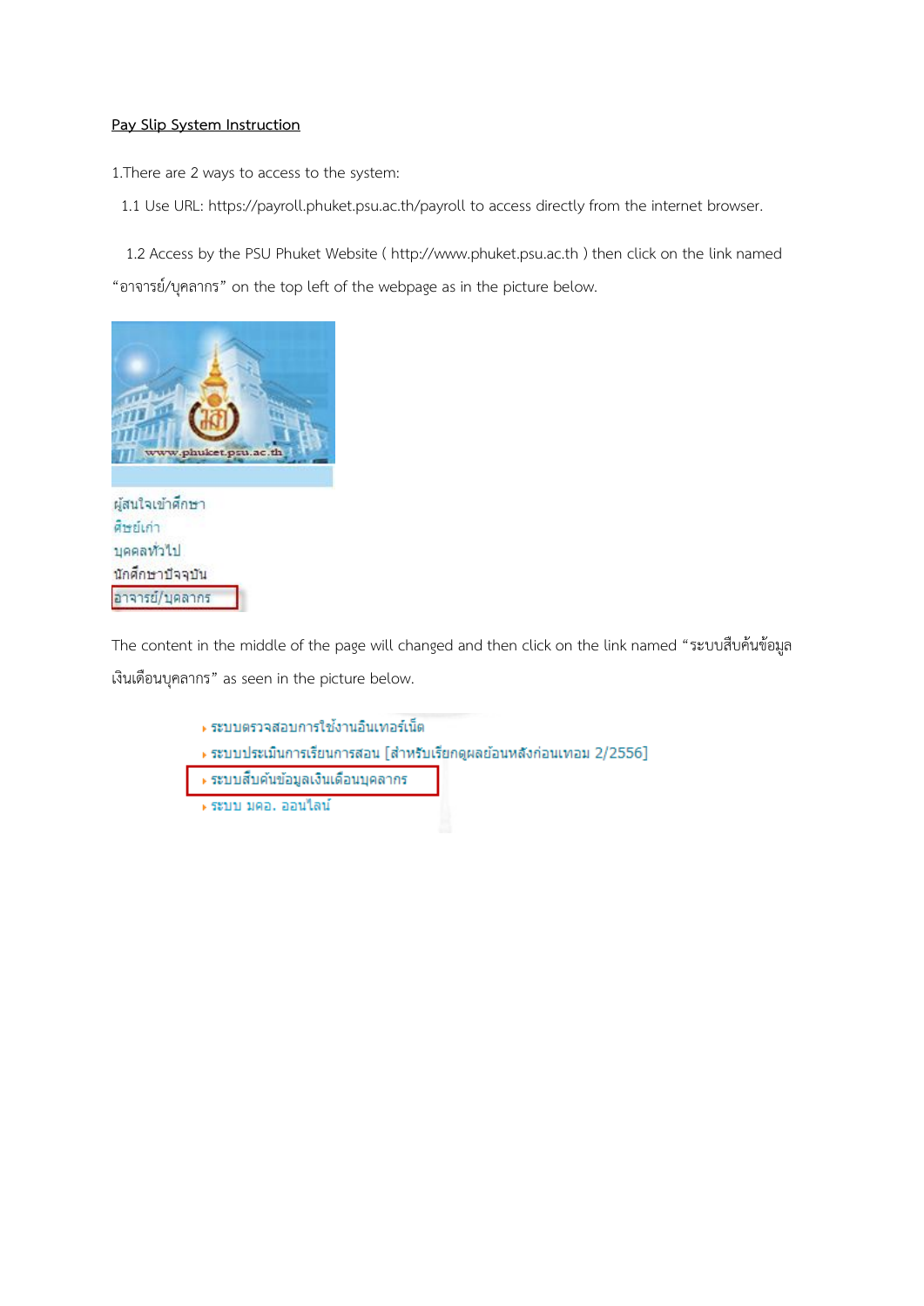**Pay Slip System Instruction**

1.There are 2 ways to access to the system:

1.1 Use URL: https://payroll.phuket.psu.ac.th/payroll to access directly from the internet browser.

1.2 Access by the PSU Phuket Website ( http://www.phuket.psu.ac.th ) then click on the link named "อาจารย์/บุคลากร" on the top left of the webpage as in the picture below.

The content in the middle of the page will changed and then click on the link named "ระบบสืบค้นข้อมูลเงินเดือนบุคลากร" as seen in the picture below.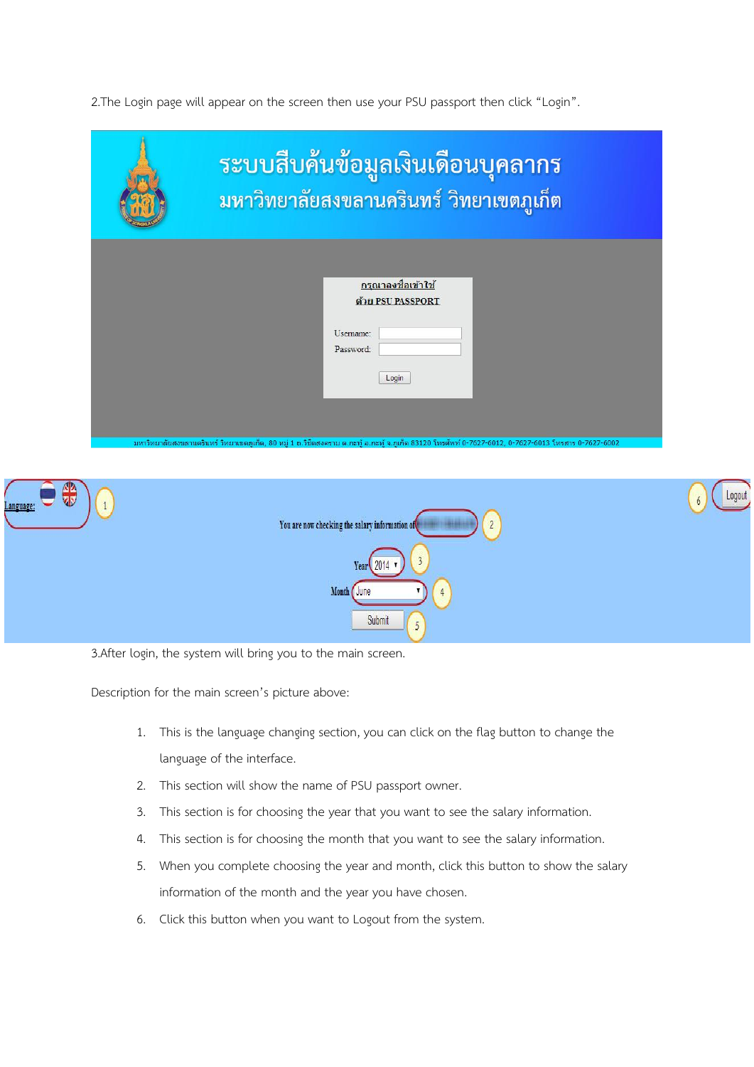2.The Login page will appear on the screen then use your PSU passport then click "Login".

ระบบสืบค้นข้อมูลเงินเดือนบุคลากร
มหาวิทยาลัยสงขลานครินทร์ วิทยาเขตภูเก็ต

กรุณาลงชื่อเข้าใช้
ด้วย PSU PASSPORT

Username:
Password:

Login

มหาวิทยาลัยสงขลานครินทร์ วิทยาเขตภูเก็ต, 80 หมู่ 1 ถ.วิชิตสงคราม ต.กะทู้ อ.กะทู้ จ.ภูเก็ต 83120 โทรศัพท์ 0-7627-6012, 0-7627-6013 โทรสาร 0-7627-6002

Language: 1

You are now checking the salary information of 2

Year 2014 3

Month June 4

Submit 5

6 Logout

3.After login, the system will bring you to the main screen.

Description for the main screen's picture above:

1. This is the language changing section, you can click on the flag button to change the language of the interface.
2. This section will show the name of PSU passport owner.
3. This section is for choosing the year that you want to see the salary information.
4. This section is for choosing the month that you want to see the salary information.
5. When you complete choosing the year and month, click this button to show the salary information of the month and the year you have chosen.
6. Click this button when you want to Logout from the system.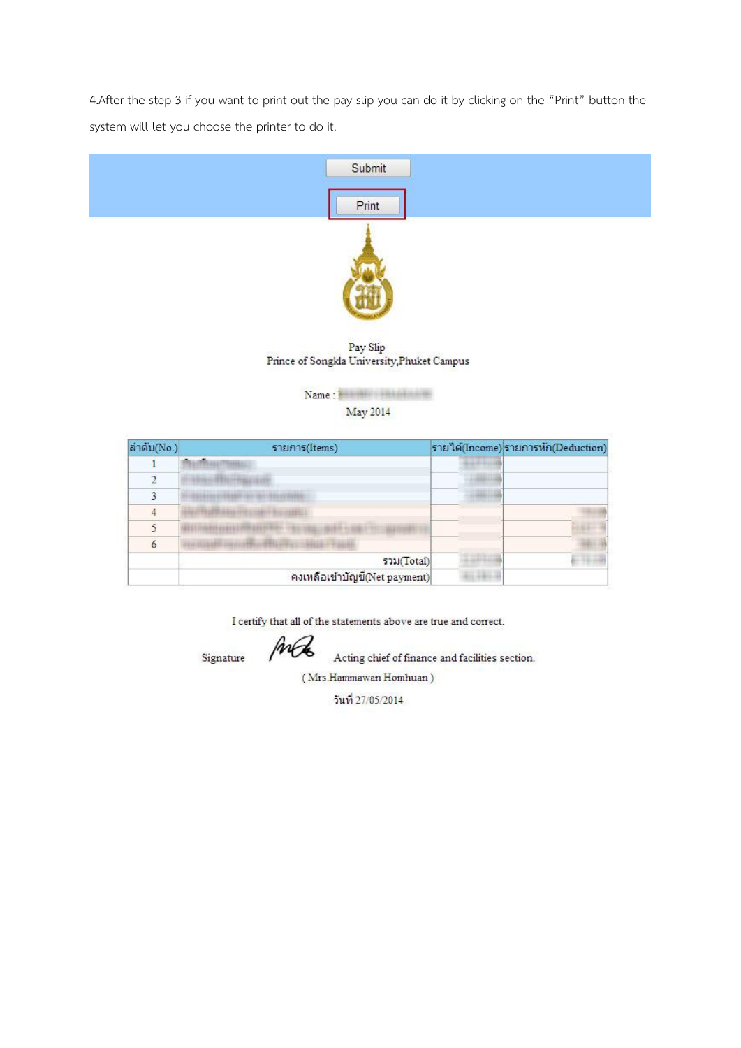4.After the step 3 if you want to print out the pay slip you can do it by clicking on the "Print" button the system will let you choose the printer to do it.

Submit

Print

Pay Slip
Prince of Songkla University,Phuket Campus

Name :

May 2014

| ลำดับ(No.) | รายการ(Items) | รายได้(Income) | รายการหัก(Deduction) |
|---|---|---|---|
| 1 | | | |
| 2 | | | |
| 3 | | | |
| 4 | | | |
| 5 | | | |
| 6 | | | |
| | รวม(Total) | | |
| | คงเหลือเข้าบัญชี(Net payment) | | |

I certify that all of the statements above are true and correct.

Signature Acting chief of finance and facilities section.

( Mrs.Hammawan Homhuan )

วันที่ 27/05/2014